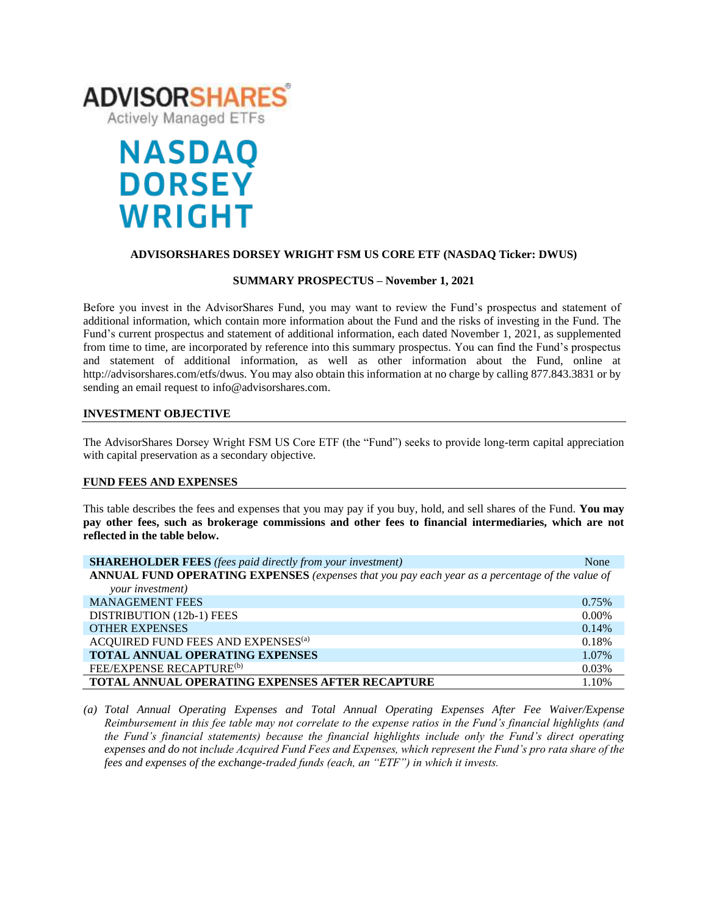**ADVISORSHARES**
Actively Managed ETFs

**NASDAQ DORSEY WRIGHT**

**ADVISORSHARES DORSEY WRIGHT FSM US CORE ETF (NASDAQ Ticker: DWUS)**

**SUMMARY PROSPECTUS – November 1, 2021**

Before you invest in the AdvisorShares Fund, you may want to review the Fund's prospectus and statement of additional information, which contain more information about the Fund and the risks of investing in the Fund. The Fund's current prospectus and statement of additional information, each dated November 1, 2021, as supplemented from time to time, are incorporated by reference into this summary prospectus. You can find the Fund's prospectus and statement of additional information, as well as other information about the Fund, online at http://advisorshares.com/etfs/dwus. You may also obtain this information at no charge by calling 877.843.3831 or by sending an email request to info@advisorshares.com.

## INVESTMENT OBJECTIVE

The AdvisorShares Dorsey Wright FSM US Core ETF (the "Fund") seeks to provide long-term capital appreciation with capital preservation as a secondary objective.

## FUND FEES AND EXPENSES

This table describes the fees and expenses that you may pay if you buy, hold, and sell shares of the Fund. **You may pay other fees, such as brokerage commissions and other fees to financial intermediaries, which are not reflected in the table below.**

| | |
|---|---|
| **SHAREHOLDER FEES** *(fees paid directly from your investment)* | None |
| **ANNUAL FUND OPERATING EXPENSES** *(expenses that you pay each year as a percentage of the value of your investment)* | |
| MANAGEMENT FEES | 0.75% |
| DISTRIBUTION (12b-1) FEES | 0.00% |
| OTHER EXPENSES | 0.14% |
| ACQUIRED FUND FEES AND EXPENSES[(a)] | 0.18% |
| **TOTAL ANNUAL OPERATING EXPENSES** | 1.07% |
| FEE/EXPENSE RECAPTURE[(b)] | 0.03% |
| **TOTAL ANNUAL OPERATING EXPENSES AFTER RECAPTURE** | 1.10% |

*(a) Total Annual Operating Expenses and Total Annual Operating Expenses After Fee Waiver/Expense Reimbursement in this fee table may not correlate to the expense ratios in the Fund's financial highlights (and the Fund's financial statements) because the financial highlights include only the Fund's direct operating expenses and do not include Acquired Fund Fees and Expenses, which represent the Fund's pro rata share of the fees and expenses of the exchange-traded funds (each, an "ETF") in which it invests.*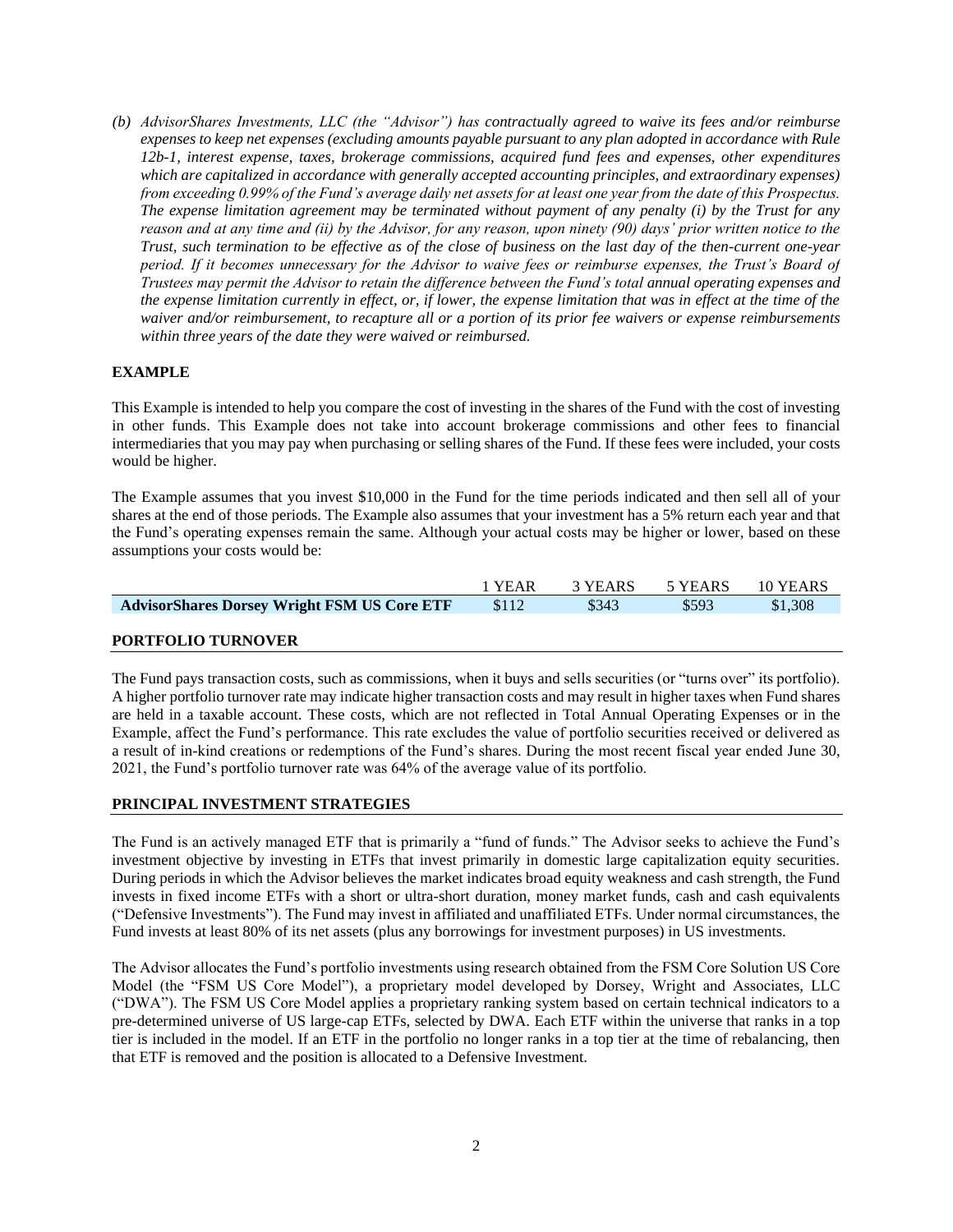*(b) AdvisorShares Investments, LLC (the "Advisor") has contractually agreed to waive its fees and/or reimburse expenses to keep net expenses (excluding amounts payable pursuant to any plan adopted in accordance with Rule 12b-1, interest expense, taxes, brokerage commissions, acquired fund fees and expenses, other expenditures which are capitalized in accordance with generally accepted accounting principles, and extraordinary expenses) from exceeding 0.99% of the Fund's average daily net assets for at least one year from the date of this Prospectus. The expense limitation agreement may be terminated without payment of any penalty (i) by the Trust for any reason and at any time and (ii) by the Advisor, for any reason, upon ninety (90) days' prior written notice to the Trust, such termination to be effective as of the close of business on the last day of the then-current one-year period. If it becomes unnecessary for the Advisor to waive fees or reimburse expenses, the Trust's Board of Trustees may permit the Advisor to retain the difference between the Fund's total annual operating expenses and the expense limitation currently in effect, or, if lower, the expense limitation that was in effect at the time of the waiver and/or reimbursement, to recapture all or a portion of its prior fee waivers or expense reimbursements within three years of the date they were waived or reimbursed.*

## EXAMPLE

This Example is intended to help you compare the cost of investing in the shares of the Fund with the cost of investing in other funds. This Example does not take into account brokerage commissions and other fees to financial intermediaries that you may pay when purchasing or selling shares of the Fund. If these fees were included, your costs would be higher.

The Example assumes that you invest $10,000 in the Fund for the time periods indicated and then sell all of your shares at the end of those periods. The Example also assumes that your investment has a 5% return each year and that the Fund's operating expenses remain the same. Although your actual costs may be higher or lower, based on these assumptions your costs would be:

| | 1 YEAR | 3 YEARS | 5 YEARS | 10 YEARS |
|---|---|---|---|---|
| **AdvisorShares Dorsey Wright FSM US Core ETF** | $112 | $343 | $593 | $1,308 |

## PORTFOLIO TURNOVER

The Fund pays transaction costs, such as commissions, when it buys and sells securities (or "turns over" its portfolio). A higher portfolio turnover rate may indicate higher transaction costs and may result in higher taxes when Fund shares are held in a taxable account. These costs, which are not reflected in Total Annual Operating Expenses or in the Example, affect the Fund's performance. This rate excludes the value of portfolio securities received or delivered as a result of in-kind creations or redemptions of the Fund's shares. During the most recent fiscal year ended June 30, 2021, the Fund's portfolio turnover rate was 64% of the average value of its portfolio.

## PRINCIPAL INVESTMENT STRATEGIES

The Fund is an actively managed ETF that is primarily a "fund of funds." The Advisor seeks to achieve the Fund's investment objective by investing in ETFs that invest primarily in domestic large capitalization equity securities. During periods in which the Advisor believes the market indicates broad equity weakness and cash strength, the Fund invests in fixed income ETFs with a short or ultra-short duration, money market funds, cash and cash equivalents ("Defensive Investments"). The Fund may invest in affiliated and unaffiliated ETFs. Under normal circumstances, the Fund invests at least 80% of its net assets (plus any borrowings for investment purposes) in US investments.

The Advisor allocates the Fund's portfolio investments using research obtained from the FSM Core Solution US Core Model (the "FSM US Core Model"), a proprietary model developed by Dorsey, Wright and Associates, LLC ("DWA"). The FSM US Core Model applies a proprietary ranking system based on certain technical indicators to a pre-determined universe of US large-cap ETFs, selected by DWA. Each ETF within the universe that ranks in a top tier is included in the model. If an ETF in the portfolio no longer ranks in a top tier at the time of rebalancing, then that ETF is removed and the position is allocated to a Defensive Investment.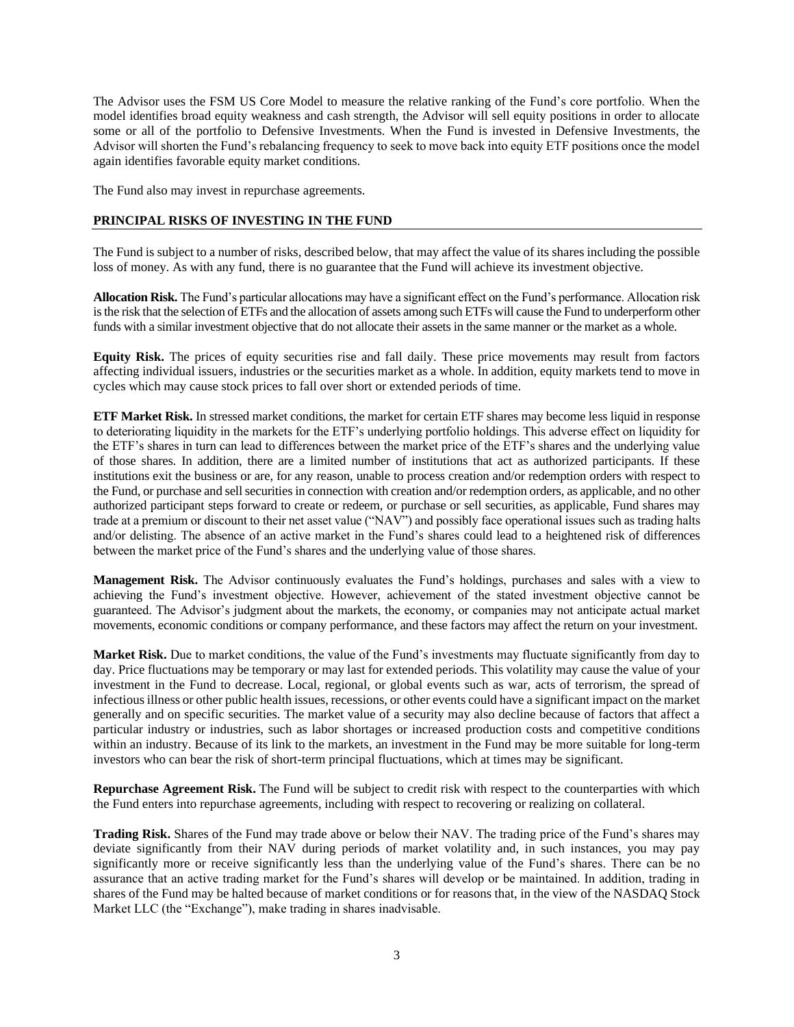The Advisor uses the FSM US Core Model to measure the relative ranking of the Fund's core portfolio. When the model identifies broad equity weakness and cash strength, the Advisor will sell equity positions in order to allocate some or all of the portfolio to Defensive Investments. When the Fund is invested in Defensive Investments, the Advisor will shorten the Fund's rebalancing frequency to seek to move back into equity ETF positions once the model again identifies favorable equity market conditions.

The Fund also may invest in repurchase agreements.

## PRINCIPAL RISKS OF INVESTING IN THE FUND

The Fund is subject to a number of risks, described below, that may affect the value of its shares including the possible loss of money. As with any fund, there is no guarantee that the Fund will achieve its investment objective.

**Allocation Risk.** The Fund's particular allocations may have a significant effect on the Fund's performance. Allocation risk is the risk that the selection of ETFs and the allocation of assets among such ETFs will cause the Fund to underperform other funds with a similar investment objective that do not allocate their assets in the same manner or the market as a whole.

**Equity Risk.** The prices of equity securities rise and fall daily. These price movements may result from factors affecting individual issuers, industries or the securities market as a whole. In addition, equity markets tend to move in cycles which may cause stock prices to fall over short or extended periods of time.

**ETF Market Risk.** In stressed market conditions, the market for certain ETF shares may become less liquid in response to deteriorating liquidity in the markets for the ETF's underlying portfolio holdings. This adverse effect on liquidity for the ETF's shares in turn can lead to differences between the market price of the ETF's shares and the underlying value of those shares. In addition, there are a limited number of institutions that act as authorized participants. If these institutions exit the business or are, for any reason, unable to process creation and/or redemption orders with respect to the Fund, or purchase and sell securities in connection with creation and/or redemption orders, as applicable, and no other authorized participant steps forward to create or redeem, or purchase or sell securities, as applicable, Fund shares may trade at a premium or discount to their net asset value ("NAV") and possibly face operational issues such as trading halts and/or delisting. The absence of an active market in the Fund's shares could lead to a heightened risk of differences between the market price of the Fund's shares and the underlying value of those shares.

**Management Risk.** The Advisor continuously evaluates the Fund's holdings, purchases and sales with a view to achieving the Fund's investment objective. However, achievement of the stated investment objective cannot be guaranteed. The Advisor's judgment about the markets, the economy, or companies may not anticipate actual market movements, economic conditions or company performance, and these factors may affect the return on your investment.

**Market Risk.** Due to market conditions, the value of the Fund's investments may fluctuate significantly from day to day. Price fluctuations may be temporary or may last for extended periods. This volatility may cause the value of your investment in the Fund to decrease. Local, regional, or global events such as war, acts of terrorism, the spread of infectious illness or other public health issues, recessions, or other events could have a significant impact on the market generally and on specific securities. The market value of a security may also decline because of factors that affect a particular industry or industries, such as labor shortages or increased production costs and competitive conditions within an industry. Because of its link to the markets, an investment in the Fund may be more suitable for long-term investors who can bear the risk of short-term principal fluctuations, which at times may be significant.

**Repurchase Agreement Risk.** The Fund will be subject to credit risk with respect to the counterparties with which the Fund enters into repurchase agreements, including with respect to recovering or realizing on collateral.

**Trading Risk.** Shares of the Fund may trade above or below their NAV. The trading price of the Fund's shares may deviate significantly from their NAV during periods of market volatility and, in such instances, you may pay significantly more or receive significantly less than the underlying value of the Fund's shares. There can be no assurance that an active trading market for the Fund's shares will develop or be maintained. In addition, trading in shares of the Fund may be halted because of market conditions or for reasons that, in the view of the NASDAQ Stock Market LLC (the "Exchange"), make trading in shares inadvisable.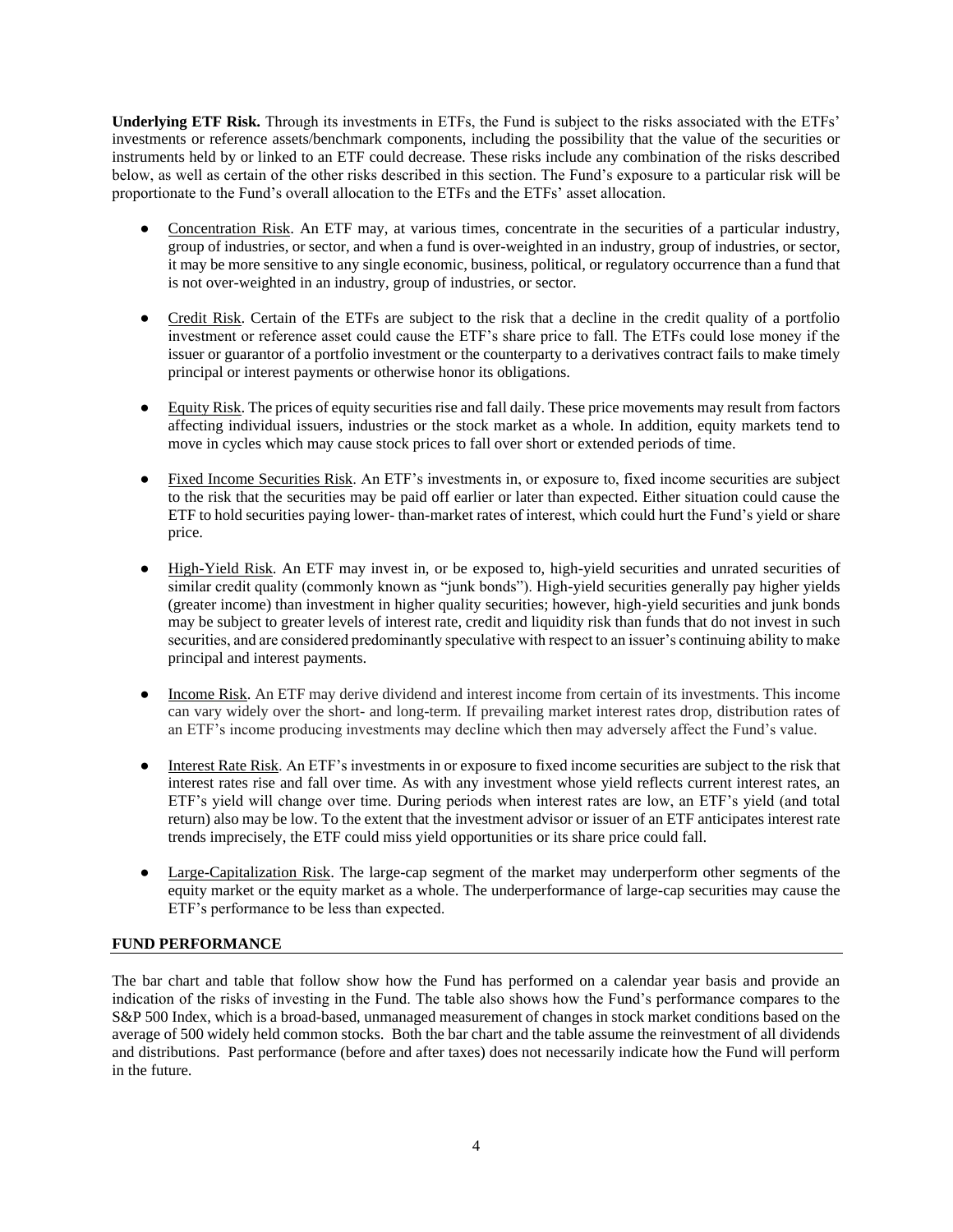**Underlying ETF Risk.** Through its investments in ETFs, the Fund is subject to the risks associated with the ETFs' investments or reference assets/benchmark components, including the possibility that the value of the securities or instruments held by or linked to an ETF could decrease. These risks include any combination of the risks described below, as well as certain of the other risks described in this section. The Fund's exposure to a particular risk will be proportionate to the Fund's overall allocation to the ETFs and the ETFs' asset allocation.

- Concentration Risk. An ETF may, at various times, concentrate in the securities of a particular industry, group of industries, or sector, and when a fund is over-weighted in an industry, group of industries, or sector, it may be more sensitive to any single economic, business, political, or regulatory occurrence than a fund that is not over-weighted in an industry, group of industries, or sector.

- Credit Risk. Certain of the ETFs are subject to the risk that a decline in the credit quality of a portfolio investment or reference asset could cause the ETF's share price to fall. The ETFs could lose money if the issuer or guarantor of a portfolio investment or the counterparty to a derivatives contract fails to make timely principal or interest payments or otherwise honor its obligations.

- Equity Risk. The prices of equity securities rise and fall daily. These price movements may result from factors affecting individual issuers, industries or the stock market as a whole. In addition, equity markets tend to move in cycles which may cause stock prices to fall over short or extended periods of time.

- Fixed Income Securities Risk. An ETF's investments in, or exposure to, fixed income securities are subject to the risk that the securities may be paid off earlier or later than expected. Either situation could cause the ETF to hold securities paying lower- than-market rates of interest, which could hurt the Fund's yield or share price.

- High-Yield Risk. An ETF may invest in, or be exposed to, high-yield securities and unrated securities of similar credit quality (commonly known as "junk bonds"). High-yield securities generally pay higher yields (greater income) than investment in higher quality securities; however, high-yield securities and junk bonds may be subject to greater levels of interest rate, credit and liquidity risk than funds that do not invest in such securities, and are considered predominantly speculative with respect to an issuer's continuing ability to make principal and interest payments.

- Income Risk. An ETF may derive dividend and interest income from certain of its investments. This income can vary widely over the short- and long-term. If prevailing market interest rates drop, distribution rates of an ETF's income producing investments may decline which then may adversely affect the Fund's value.

- Interest Rate Risk. An ETF's investments in or exposure to fixed income securities are subject to the risk that interest rates rise and fall over time. As with any investment whose yield reflects current interest rates, an ETF's yield will change over time. During periods when interest rates are low, an ETF's yield (and total return) also may be low. To the extent that the investment advisor or issuer of an ETF anticipates interest rate trends imprecisely, the ETF could miss yield opportunities or its share price could fall.

- Large-Capitalization Risk. The large-cap segment of the market may underperform other segments of the equity market or the equity market as a whole. The underperformance of large-cap securities may cause the ETF's performance to be less than expected.

## FUND PERFORMANCE

The bar chart and table that follow show how the Fund has performed on a calendar year basis and provide an indication of the risks of investing in the Fund. The table also shows how the Fund's performance compares to the S&P 500 Index, which is a broad-based, unmanaged measurement of changes in stock market conditions based on the average of 500 widely held common stocks. Both the bar chart and the table assume the reinvestment of all dividends and distributions. Past performance (before and after taxes) does not necessarily indicate how the Fund will perform in the future.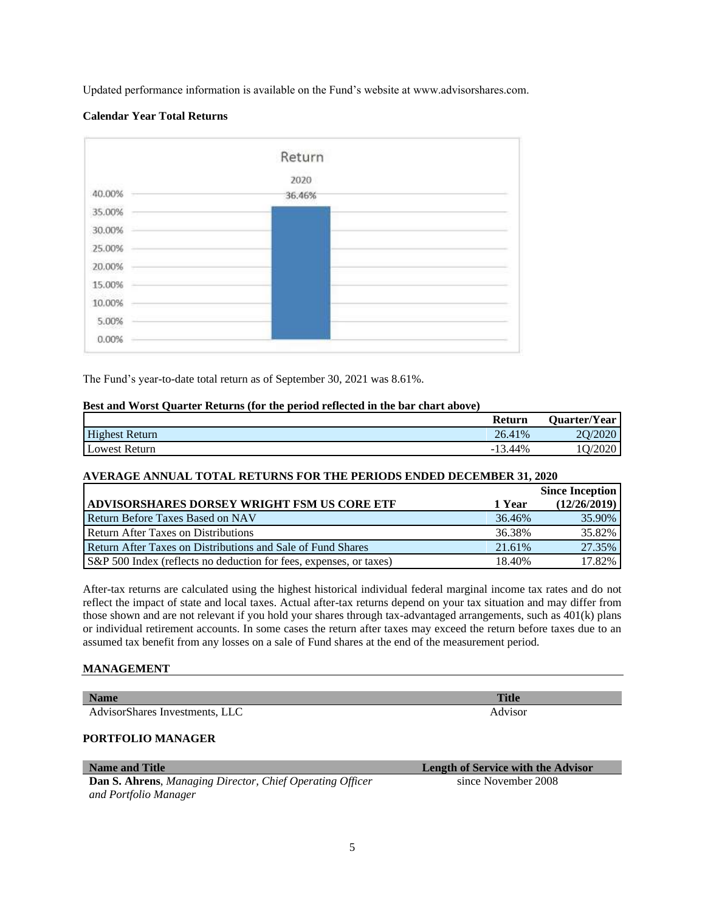Updated performance information is available on the Fund's website at www.advisorshares.com.

**Calendar Year Total Returns**

Return

2020

36.46%

The Fund's year-to-date total return as of September 30, 2021 was 8.61%.

**Best and Worst Quarter Returns (for the period reflected in the bar chart above)**

| | Return | Quarter/Year |
|---|---|---|
| Highest Return | 26.41% | 2Q/2020 |
| Lowest Return | -13.44% | 1Q/2020 |

**AVERAGE ANNUAL TOTAL RETURNS FOR THE PERIODS ENDED DECEMBER 31, 2020**

| ADVISORSHARES DORSEY WRIGHT FSM US CORE ETF | 1 Year | Since Inception (12/26/2019) |
|---|---|---|
| Return Before Taxes Based on NAV | 36.46% | 35.90% |
| Return After Taxes on Distributions | 36.38% | 35.82% |
| Return After Taxes on Distributions and Sale of Fund Shares | 21.61% | 27.35% |
| S&P 500 Index (reflects no deduction for fees, expenses, or taxes) | 18.40% | 17.82% |

After-tax returns are calculated using the highest historical individual federal marginal income tax rates and do not reflect the impact of state and local taxes. Actual after-tax returns depend on your tax situation and may differ from those shown and are not relevant if you hold your shares through tax-advantaged arrangements, such as 401(k) plans or individual retirement accounts. In some cases the return after taxes may exceed the return before taxes due to an assumed tax benefit from any losses on a sale of Fund shares at the end of the measurement period.

## MANAGEMENT

| Name | Title |
|---|---|
| AdvisorShares Investments, LLC | Advisor |

## PORTFOLIO MANAGER

| Name and Title | Length of Service with the Advisor |
|---|---|
| **Dan S. Ahrens**, *Managing Director, Chief Operating Officer and Portfolio Manager* | since November 2008 |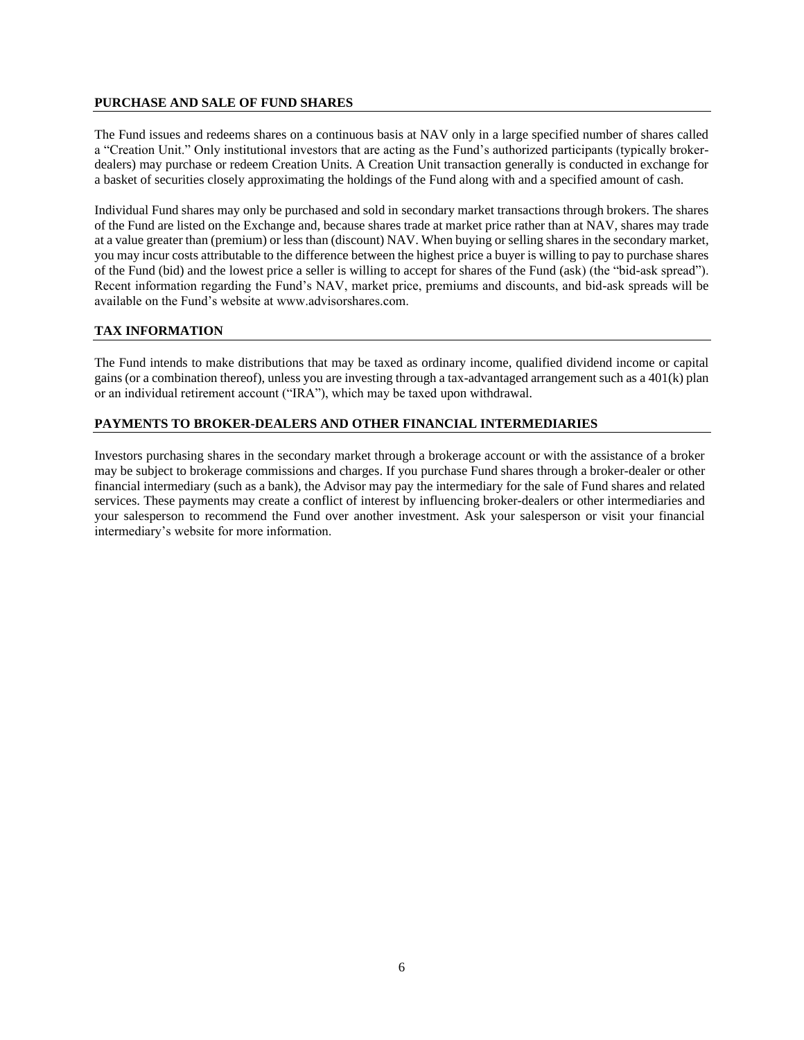## PURCHASE AND SALE OF FUND SHARES

The Fund issues and redeems shares on a continuous basis at NAV only in a large specified number of shares called a "Creation Unit." Only institutional investors that are acting as the Fund's authorized participants (typically broker-dealers) may purchase or redeem Creation Units. A Creation Unit transaction generally is conducted in exchange for a basket of securities closely approximating the holdings of the Fund along with and a specified amount of cash.

Individual Fund shares may only be purchased and sold in secondary market transactions through brokers. The shares of the Fund are listed on the Exchange and, because shares trade at market price rather than at NAV, shares may trade at a value greater than (premium) or less than (discount) NAV. When buying or selling shares in the secondary market, you may incur costs attributable to the difference between the highest price a buyer is willing to pay to purchase shares of the Fund (bid) and the lowest price a seller is willing to accept for shares of the Fund (ask) (the "bid-ask spread"). Recent information regarding the Fund's NAV, market price, premiums and discounts, and bid-ask spreads will be available on the Fund's website at www.advisorshares.com.

## TAX INFORMATION

The Fund intends to make distributions that may be taxed as ordinary income, qualified dividend income or capital gains (or a combination thereof), unless you are investing through a tax-advantaged arrangement such as a 401(k) plan or an individual retirement account ("IRA"), which may be taxed upon withdrawal.

## PAYMENTS TO BROKER-DEALERS AND OTHER FINANCIAL INTERMEDIARIES

Investors purchasing shares in the secondary market through a brokerage account or with the assistance of a broker may be subject to brokerage commissions and charges. If you purchase Fund shares through a broker-dealer or other financial intermediary (such as a bank), the Advisor may pay the intermediary for the sale of Fund shares and related services. These payments may create a conflict of interest by influencing broker-dealers or other intermediaries and your salesperson to recommend the Fund over another investment. Ask your salesperson or visit your financial intermediary's website for more information.